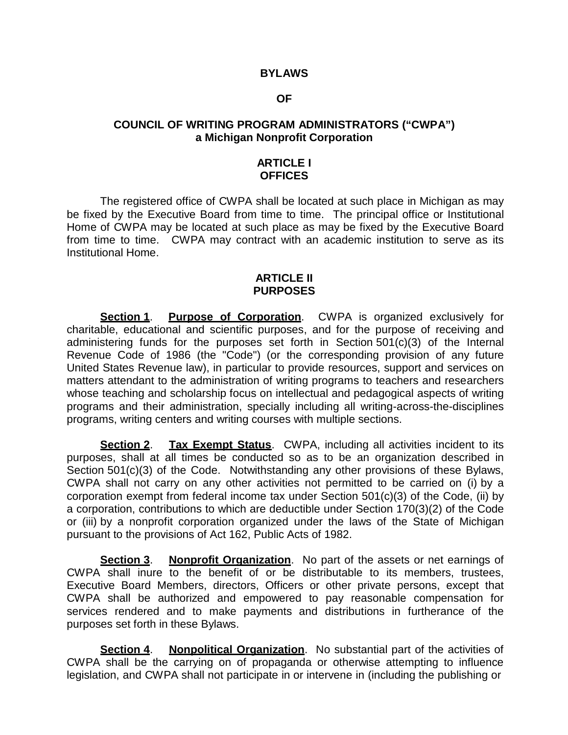# BYLAWS

# OF

# COUNCIL OF WRITING PROGRAM ADMINISTRATORS ("CWPA")
# a Michigan Nonprofit Corporation

## ARTICLE I
## OFFICES

The registered office of CWPA shall be located at such place in Michigan as may be fixed by the Executive Board from time to time. The principal office or Institutional Home of CWPA may be located at such place as may be fixed by the Executive Board from time to time. CWPA may contract with an academic institution to serve as its Institutional Home.

## ARTICLE II
## PURPOSES

**Section 1**. **Purpose of Corporation**. CWPA is organized exclusively for charitable, educational and scientific purposes, and for the purpose of receiving and administering funds for the purposes set forth in Section 501(c)(3) of the Internal Revenue Code of 1986 (the "Code") (or the corresponding provision of any future United States Revenue law), in particular to provide resources, support and services on matters attendant to the administration of writing programs to teachers and researchers whose teaching and scholarship focus on intellectual and pedagogical aspects of writing programs and their administration, specially including all writing-across-the-disciplines programs, writing centers and writing courses with multiple sections.

**Section 2**. **Tax Exempt Status**. CWPA, including all activities incident to its purposes, shall at all times be conducted so as to be an organization described in Section 501(c)(3) of the Code. Notwithstanding any other provisions of these Bylaws, CWPA shall not carry on any other activities not permitted to be carried on (i) by a corporation exempt from federal income tax under Section 501(c)(3) of the Code, (ii) by a corporation, contributions to which are deductible under Section 170(3)(2) of the Code or (iii) by a nonprofit corporation organized under the laws of the State of Michigan pursuant to the provisions of Act 162, Public Acts of 1982.

**Section 3**. **Nonprofit Organization**. No part of the assets or net earnings of CWPA shall inure to the benefit of or be distributable to its members, trustees, Executive Board Members, directors, Officers or other private persons, except that CWPA shall be authorized and empowered to pay reasonable compensation for services rendered and to make payments and distributions in furtherance of the purposes set forth in these Bylaws.

**Section 4**. **Nonpolitical Organization**. No substantial part of the activities of CWPA shall be the carrying on of propaganda or otherwise attempting to influence legislation, and CWPA shall not participate in or intervene in (including the publishing or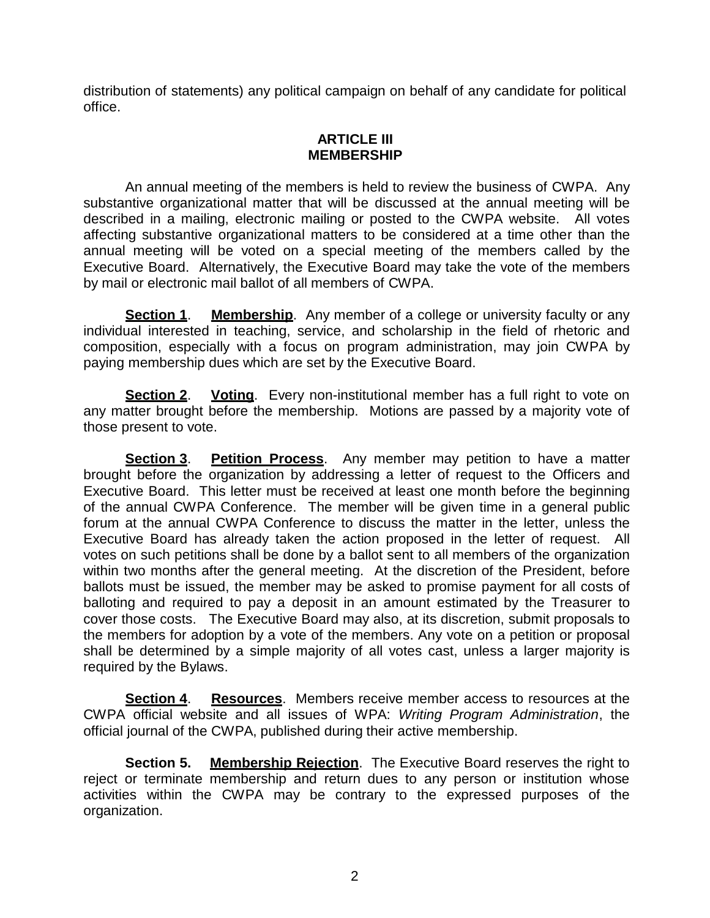distribution of statements) any political campaign on behalf of any candidate for political office.

## ARTICLE III
## MEMBERSHIP

An annual meeting of the members is held to review the business of CWPA. Any substantive organizational matter that will be discussed at the annual meeting will be described in a mailing, electronic mailing or posted to the CWPA website. All votes affecting substantive organizational matters to be considered at a time other than the annual meeting will be voted on a special meeting of the members called by the Executive Board. Alternatively, the Executive Board may take the vote of the members by mail or electronic mail ballot of all members of CWPA.

**Section 1**. **Membership**. Any member of a college or university faculty or any individual interested in teaching, service, and scholarship in the field of rhetoric and composition, especially with a focus on program administration, may join CWPA by paying membership dues which are set by the Executive Board.

**Section 2**. **Voting**. Every non-institutional member has a full right to vote on any matter brought before the membership. Motions are passed by a majority vote of those present to vote.

**Section 3**. **Petition Process**. Any member may petition to have a matter brought before the organization by addressing a letter of request to the Officers and Executive Board. This letter must be received at least one month before the beginning of the annual CWPA Conference. The member will be given time in a general public forum at the annual CWPA Conference to discuss the matter in the letter, unless the Executive Board has already taken the action proposed in the letter of request. All votes on such petitions shall be done by a ballot sent to all members of the organization within two months after the general meeting. At the discretion of the President, before ballots must be issued, the member may be asked to promise payment for all costs of balloting and required to pay a deposit in an amount estimated by the Treasurer to cover those costs. The Executive Board may also, at its discretion, submit proposals to the members for adoption by a vote of the members. Any vote on a petition or proposal shall be determined by a simple majority of all votes cast, unless a larger majority is required by the Bylaws.

**Section 4**. **Resources**. Members receive member access to resources at the CWPA official website and all issues of WPA: *Writing Program Administration*, the official journal of the CWPA, published during their active membership.

**Section 5.** **Membership Rejection**. The Executive Board reserves the right to reject or terminate membership and return dues to any person or institution whose activities within the CWPA may be contrary to the expressed purposes of the organization.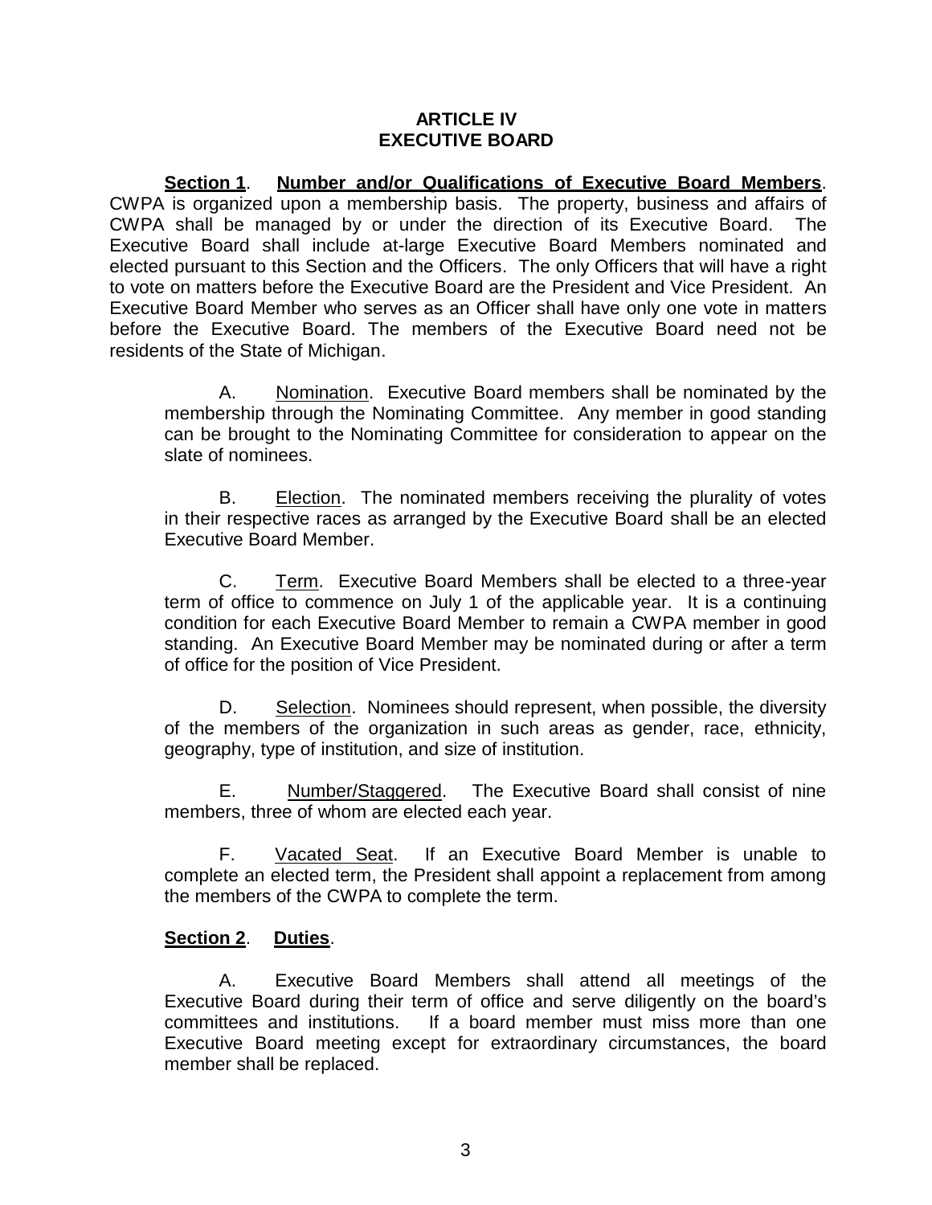## ARTICLE IV
## EXECUTIVE BOARD

**Section 1**. **Number and/or Qualifications of Executive Board Members**. CWPA is organized upon a membership basis. The property, business and affairs of CWPA shall be managed by or under the direction of its Executive Board. The Executive Board shall include at-large Executive Board Members nominated and elected pursuant to this Section and the Officers. The only Officers that will have a right to vote on matters before the Executive Board are the President and Vice President. An Executive Board Member who serves as an Officer shall have only one vote in matters before the Executive Board. The members of the Executive Board need not be residents of the State of Michigan.

A. Nomination. Executive Board members shall be nominated by the membership through the Nominating Committee. Any member in good standing can be brought to the Nominating Committee for consideration to appear on the slate of nominees.

B. Election. The nominated members receiving the plurality of votes in their respective races as arranged by the Executive Board shall be an elected Executive Board Member.

C. Term. Executive Board Members shall be elected to a three-year term of office to commence on July 1 of the applicable year. It is a continuing condition for each Executive Board Member to remain a CWPA member in good standing. An Executive Board Member may be nominated during or after a term of office for the position of Vice President.

D. Selection. Nominees should represent, when possible, the diversity of the members of the organization in such areas as gender, race, ethnicity, geography, type of institution, and size of institution.

E. Number/Staggered. The Executive Board shall consist of nine members, three of whom are elected each year.

F. Vacated Seat. If an Executive Board Member is unable to complete an elected term, the President shall appoint a replacement from among the members of the CWPA to complete the term.

**Section 2**. **Duties**.

A. Executive Board Members shall attend all meetings of the Executive Board during their term of office and serve diligently on the board's committees and institutions. If a board member must miss more than one Executive Board meeting except for extraordinary circumstances, the board member shall be replaced.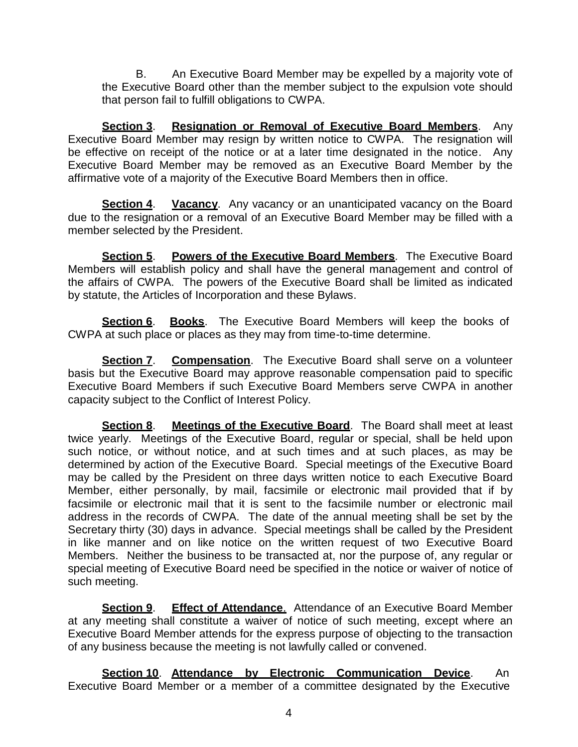B. An Executive Board Member may be expelled by a majority vote of the Executive Board other than the member subject to the expulsion vote should that person fail to fulfill obligations to CWPA.

**Section 3**. **Resignation or Removal of Executive Board Members**. Any Executive Board Member may resign by written notice to CWPA. The resignation will be effective on receipt of the notice or at a later time designated in the notice. Any Executive Board Member may be removed as an Executive Board Member by the affirmative vote of a majority of the Executive Board Members then in office.

**Section 4**. **Vacancy**. Any vacancy or an unanticipated vacancy on the Board due to the resignation or a removal of an Executive Board Member may be filled with a member selected by the President.

**Section 5**. **Powers of the Executive Board Members**. The Executive Board Members will establish policy and shall have the general management and control of the affairs of CWPA. The powers of the Executive Board shall be limited as indicated by statute, the Articles of Incorporation and these Bylaws.

**Section 6**. **Books**. The Executive Board Members will keep the books of CWPA at such place or places as they may from time-to-time determine.

**Section 7**. **Compensation**. The Executive Board shall serve on a volunteer basis but the Executive Board may approve reasonable compensation paid to specific Executive Board Members if such Executive Board Members serve CWPA in another capacity subject to the Conflict of Interest Policy.

**Section 8**. **Meetings of the Executive Board**. The Board shall meet at least twice yearly. Meetings of the Executive Board, regular or special, shall be held upon such notice, or without notice, and at such times and at such places, as may be determined by action of the Executive Board. Special meetings of the Executive Board may be called by the President on three days written notice to each Executive Board Member, either personally, by mail, facsimile or electronic mail provided that if by facsimile or electronic mail that it is sent to the facsimile number or electronic mail address in the records of CWPA. The date of the annual meeting shall be set by the Secretary thirty (30) days in advance. Special meetings shall be called by the President in like manner and on like notice on the written request of two Executive Board Members. Neither the business to be transacted at, nor the purpose of, any regular or special meeting of Executive Board need be specified in the notice or waiver of notice of such meeting.

**Section 9**. **Effect of Attendance**. Attendance of an Executive Board Member at any meeting shall constitute a waiver of notice of such meeting, except where an Executive Board Member attends for the express purpose of objecting to the transaction of any business because the meeting is not lawfully called or convened.

**Section 10**. **Attendance by Electronic Communication Device**. An Executive Board Member or a member of a committee designated by the Executive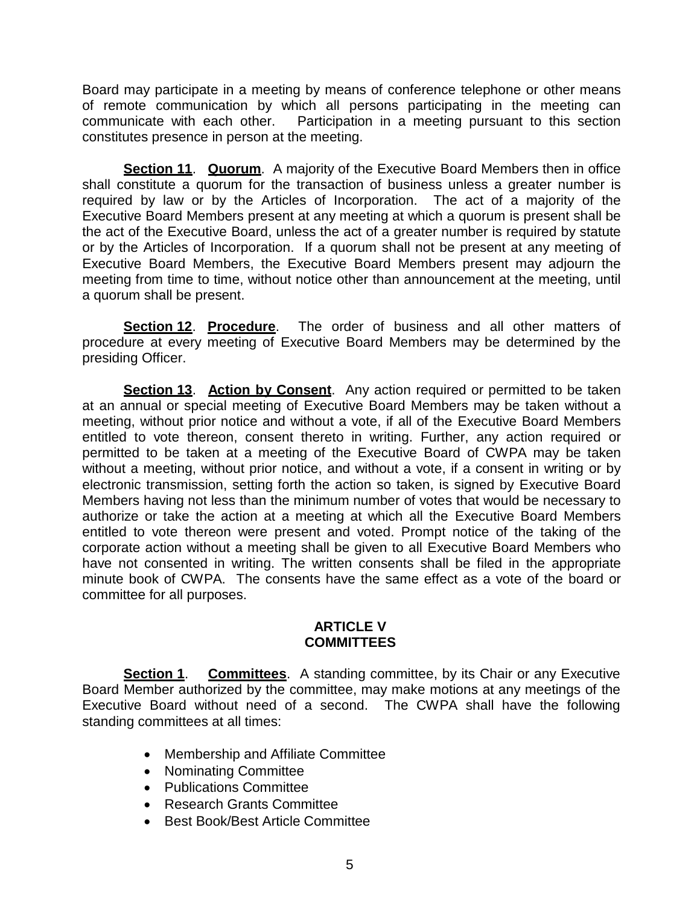Board may participate in a meeting by means of conference telephone or other means of remote communication by which all persons participating in the meeting can communicate with each other. Participation in a meeting pursuant to this section constitutes presence in person at the meeting.

**Section 11**. **Quorum**. A majority of the Executive Board Members then in office shall constitute a quorum for the transaction of business unless a greater number is required by law or by the Articles of Incorporation. The act of a majority of the Executive Board Members present at any meeting at which a quorum is present shall be the act of the Executive Board, unless the act of a greater number is required by statute or by the Articles of Incorporation. If a quorum shall not be present at any meeting of Executive Board Members, the Executive Board Members present may adjourn the meeting from time to time, without notice other than announcement at the meeting, until a quorum shall be present.

**Section 12**. **Procedure**. The order of business and all other matters of procedure at every meeting of Executive Board Members may be determined by the presiding Officer.

**Section 13**. **Action by Consent**. Any action required or permitted to be taken at an annual or special meeting of Executive Board Members may be taken without a meeting, without prior notice and without a vote, if all of the Executive Board Members entitled to vote thereon, consent thereto in writing. Further, any action required or permitted to be taken at a meeting of the Executive Board of CWPA may be taken without a meeting, without prior notice, and without a vote, if a consent in writing or by electronic transmission, setting forth the action so taken, is signed by Executive Board Members having not less than the minimum number of votes that would be necessary to authorize or take the action at a meeting at which all the Executive Board Members entitled to vote thereon were present and voted. Prompt notice of the taking of the corporate action without a meeting shall be given to all Executive Board Members who have not consented in writing. The written consents shall be filed in the appropriate minute book of CWPA. The consents have the same effect as a vote of the board or committee for all purposes.

## ARTICLE V
## COMMITTEES

**Section 1**. **Committees**. A standing committee, by its Chair or any Executive Board Member authorized by the committee, may make motions at any meetings of the Executive Board without need of a second. The CWPA shall have the following standing committees at all times:

- Membership and Affiliate Committee
- Nominating Committee
- Publications Committee
- Research Grants Committee
- Best Book/Best Article Committee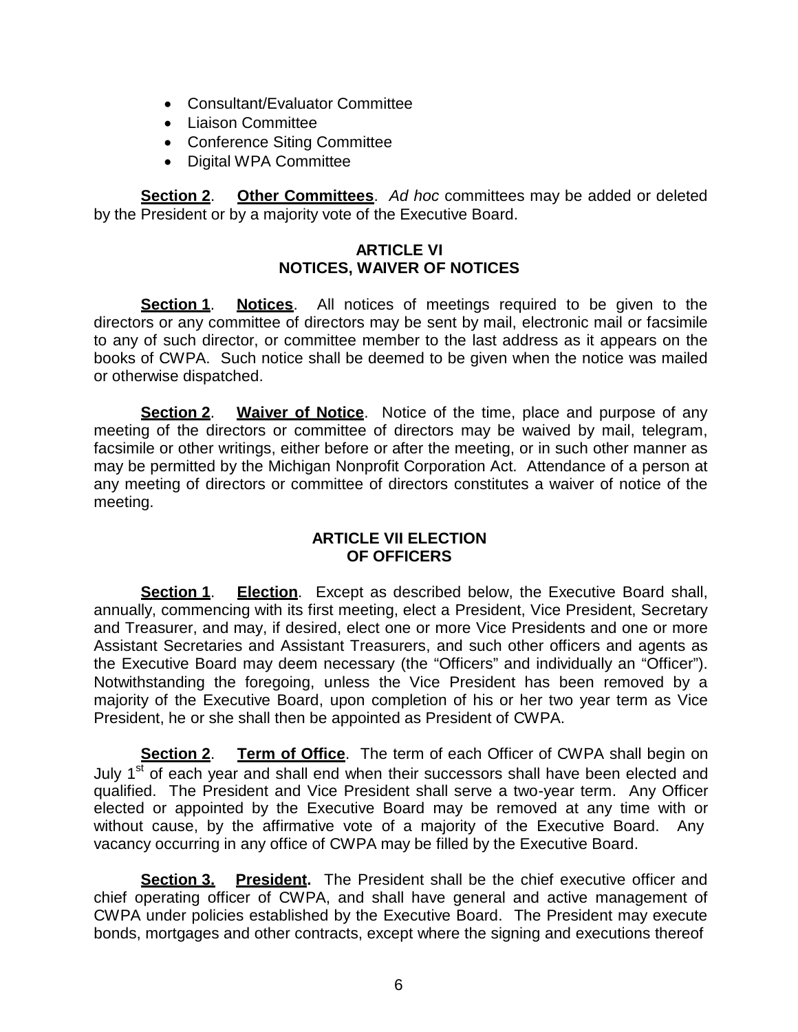- Consultant/Evaluator Committee
- Liaison Committee
- Conference Siting Committee
- Digital WPA Committee

**Section 2**. **Other Committees**. *Ad hoc* committees may be added or deleted by the President or by a majority vote of the Executive Board.

## ARTICLE VI
## NOTICES, WAIVER OF NOTICES

**Section 1**. **Notices**. All notices of meetings required to be given to the directors or any committee of directors may be sent by mail, electronic mail or facsimile to any of such director, or committee member to the last address as it appears on the books of CWPA. Such notice shall be deemed to be given when the notice was mailed or otherwise dispatched.

**Section 2**. **Waiver of Notice**. Notice of the time, place and purpose of any meeting of the directors or committee of directors may be waived by mail, telegram, facsimile or other writings, either before or after the meeting, or in such other manner as may be permitted by the Michigan Nonprofit Corporation Act. Attendance of a person at any meeting of directors or committee of directors constitutes a waiver of notice of the meeting.

## ARTICLE VII ELECTION
## OF OFFICERS

**Section 1**. **Election**. Except as described below, the Executive Board shall, annually, commencing with its first meeting, elect a President, Vice President, Secretary and Treasurer, and may, if desired, elect one or more Vice Presidents and one or more Assistant Secretaries and Assistant Treasurers, and such other officers and agents as the Executive Board may deem necessary (the "Officers" and individually an "Officer"). Notwithstanding the foregoing, unless the Vice President has been removed by a majority of the Executive Board, upon completion of his or her two year term as Vice President, he or she shall then be appointed as President of CWPA.

**Section 2**. **Term of Office**. The term of each Officer of CWPA shall begin on July 1st of each year and shall end when their successors shall have been elected and qualified. The President and Vice President shall serve a two-year term. Any Officer elected or appointed by the Executive Board may be removed at any time with or without cause, by the affirmative vote of a majority of the Executive Board. Any vacancy occurring in any office of CWPA may be filled by the Executive Board.

**Section 3.** **President.** The President shall be the chief executive officer and chief operating officer of CWPA, and shall have general and active management of CWPA under policies established by the Executive Board. The President may execute bonds, mortgages and other contracts, except where the signing and executions thereof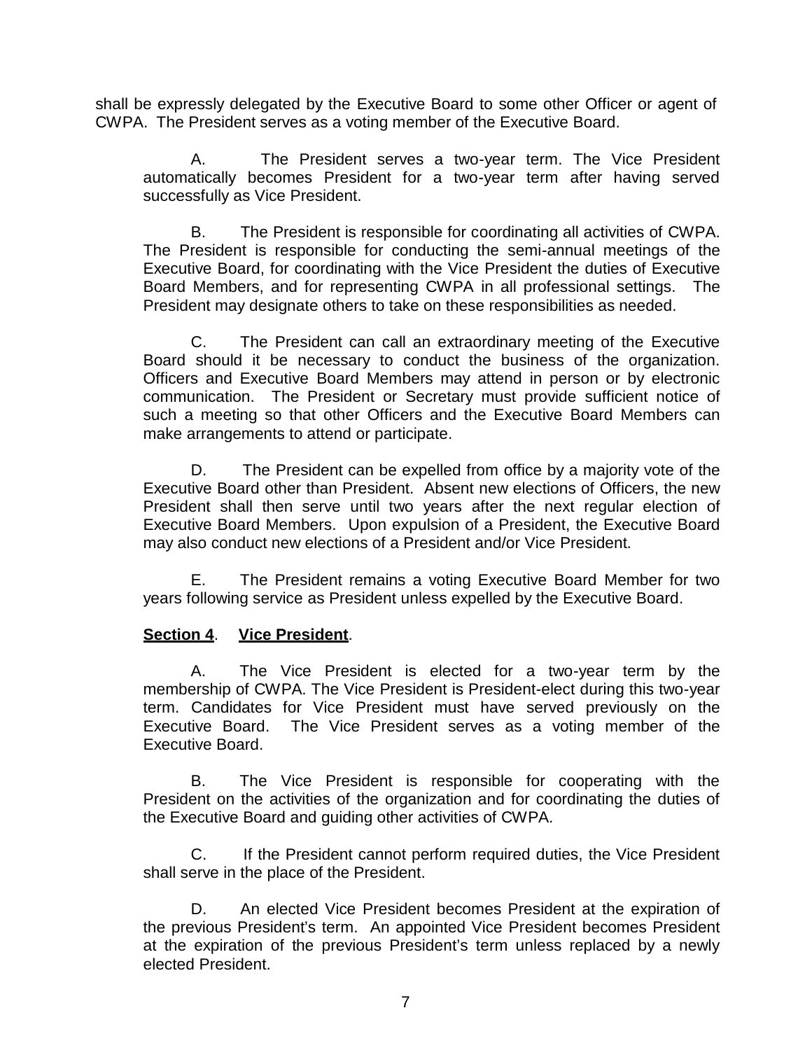shall be expressly delegated by the Executive Board to some other Officer or agent of CWPA. The President serves as a voting member of the Executive Board.

A. The President serves a two-year term. The Vice President automatically becomes President for a two-year term after having served successfully as Vice President.

B. The President is responsible for coordinating all activities of CWPA. The President is responsible for conducting the semi-annual meetings of the Executive Board, for coordinating with the Vice President the duties of Executive Board Members, and for representing CWPA in all professional settings. The President may designate others to take on these responsibilities as needed.

C. The President can call an extraordinary meeting of the Executive Board should it be necessary to conduct the business of the organization. Officers and Executive Board Members may attend in person or by electronic communication. The President or Secretary must provide sufficient notice of such a meeting so that other Officers and the Executive Board Members can make arrangements to attend or participate.

D. The President can be expelled from office by a majority vote of the Executive Board other than President. Absent new elections of Officers, the new President shall then serve until two years after the next regular election of Executive Board Members. Upon expulsion of a President, the Executive Board may also conduct new elections of a President and/or Vice President.

E. The President remains a voting Executive Board Member for two years following service as President unless expelled by the Executive Board.

**<u>Section 4</u>. <u>Vice President</u>.**

A. The Vice President is elected for a two-year term by the membership of CWPA. The Vice President is President-elect during this two-year term. Candidates for Vice President must have served previously on the Executive Board. The Vice President serves as a voting member of the Executive Board.

B. The Vice President is responsible for cooperating with the President on the activities of the organization and for coordinating the duties of the Executive Board and guiding other activities of CWPA.

C. If the President cannot perform required duties, the Vice President shall serve in the place of the President.

D. An elected Vice President becomes President at the expiration of the previous President's term. An appointed Vice President becomes President at the expiration of the previous President's term unless replaced by a newly elected President.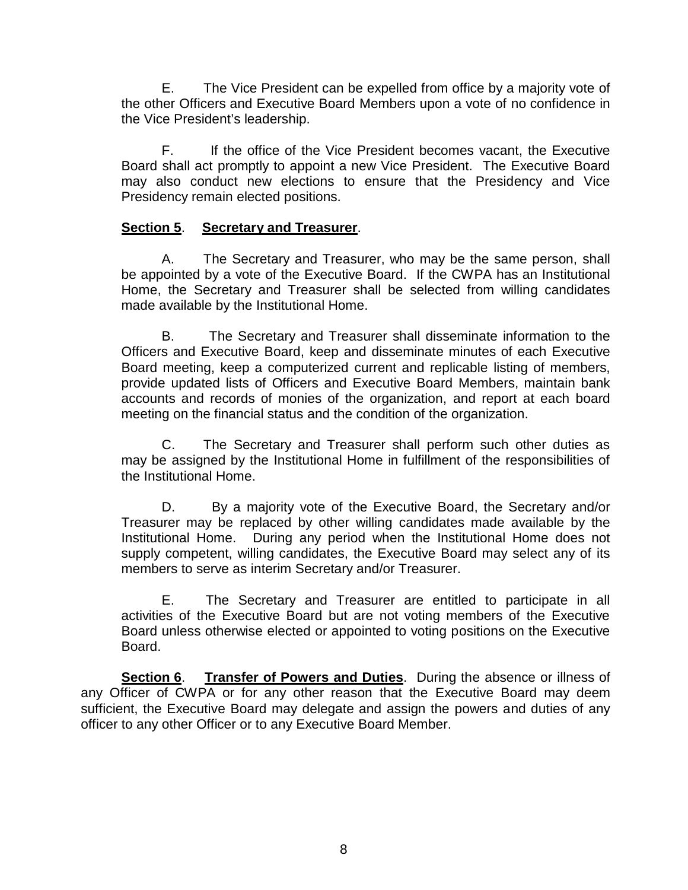E. The Vice President can be expelled from office by a majority vote of the other Officers and Executive Board Members upon a vote of no confidence in the Vice President's leadership.

F. If the office of the Vice President becomes vacant, the Executive Board shall act promptly to appoint a new Vice President. The Executive Board may also conduct new elections to ensure that the Presidency and Vice Presidency remain elected positions.

**Section 5**. **Secretary and Treasurer**.

A. The Secretary and Treasurer, who may be the same person, shall be appointed by a vote of the Executive Board. If the CWPA has an Institutional Home, the Secretary and Treasurer shall be selected from willing candidates made available by the Institutional Home.

B. The Secretary and Treasurer shall disseminate information to the Officers and Executive Board, keep and disseminate minutes of each Executive Board meeting, keep a computerized current and replicable listing of members, provide updated lists of Officers and Executive Board Members, maintain bank accounts and records of monies of the organization, and report at each board meeting on the financial status and the condition of the organization.

C. The Secretary and Treasurer shall perform such other duties as may be assigned by the Institutional Home in fulfillment of the responsibilities of the Institutional Home.

D. By a majority vote of the Executive Board, the Secretary and/or Treasurer may be replaced by other willing candidates made available by the Institutional Home. During any period when the Institutional Home does not supply competent, willing candidates, the Executive Board may select any of its members to serve as interim Secretary and/or Treasurer.

E. The Secretary and Treasurer are entitled to participate in all activities of the Executive Board but are not voting members of the Executive Board unless otherwise elected or appointed to voting positions on the Executive Board.

**Section 6**. **Transfer of Powers and Duties**. During the absence or illness of any Officer of CWPA or for any other reason that the Executive Board may deem sufficient, the Executive Board may delegate and assign the powers and duties of any officer to any other Officer or to any Executive Board Member.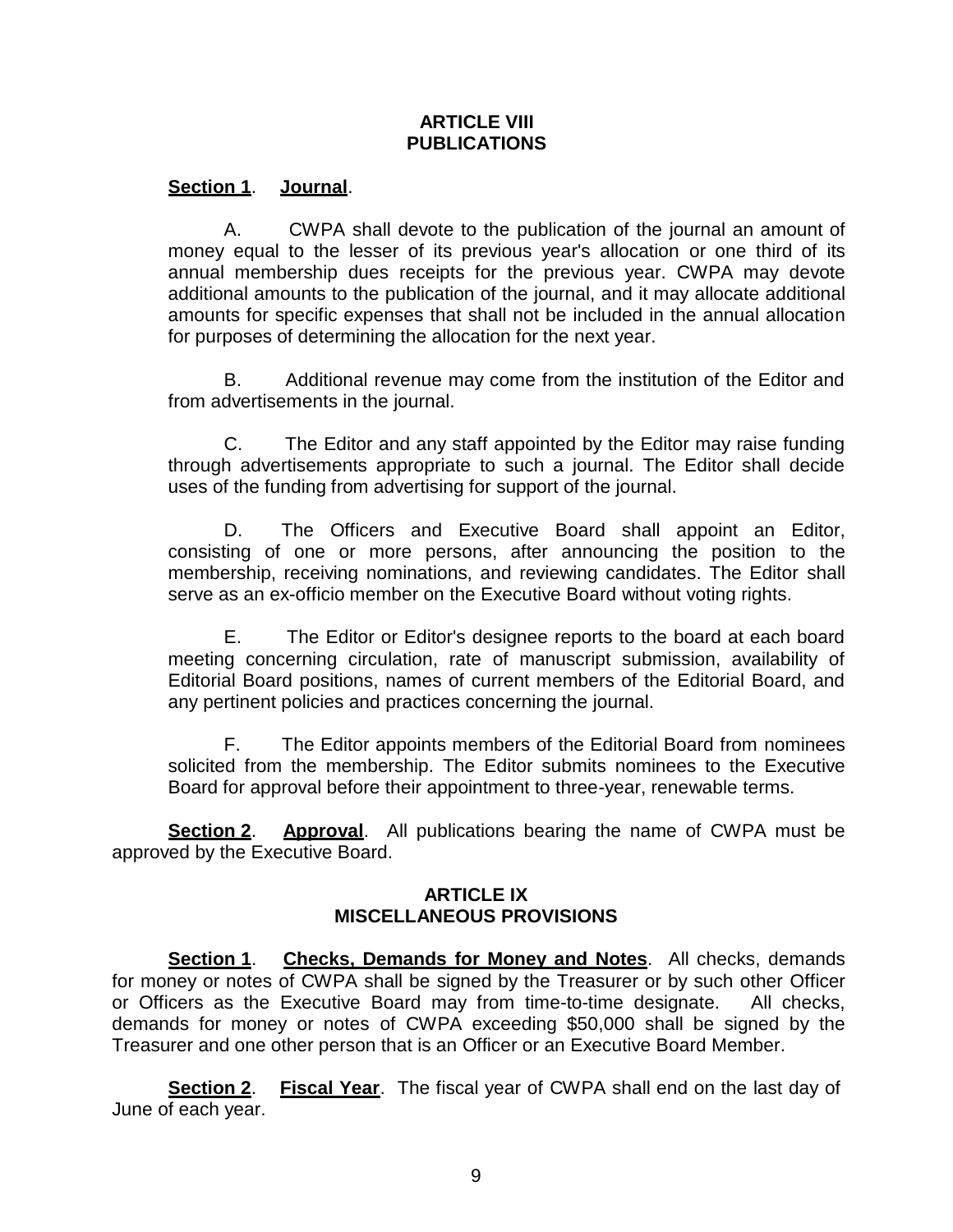## ARTICLE VIII
## PUBLICATIONS

**Section 1**. **Journal**.

A. CWPA shall devote to the publication of the journal an amount of money equal to the lesser of its previous year's allocation or one third of its annual membership dues receipts for the previous year. CWPA may devote additional amounts to the publication of the journal, and it may allocate additional amounts for specific expenses that shall not be included in the annual allocation for purposes of determining the allocation for the next year.

B. Additional revenue may come from the institution of the Editor and from advertisements in the journal.

C. The Editor and any staff appointed by the Editor may raise funding through advertisements appropriate to such a journal. The Editor shall decide uses of the funding from advertising for support of the journal.

D. The Officers and Executive Board shall appoint an Editor, consisting of one or more persons, after announcing the position to the membership, receiving nominations, and reviewing candidates. The Editor shall serve as an ex-officio member on the Executive Board without voting rights.

E. The Editor or Editor's designee reports to the board at each board meeting concerning circulation, rate of manuscript submission, availability of Editorial Board positions, names of current members of the Editorial Board, and any pertinent policies and practices concerning the journal.

F. The Editor appoints members of the Editorial Board from nominees solicited from the membership. The Editor submits nominees to the Executive Board for approval before their appointment to three-year, renewable terms.

**Section 2**. **Approval**. All publications bearing the name of CWPA must be approved by the Executive Board.

## ARTICLE IX
## MISCELLANEOUS PROVISIONS

**Section 1**. **Checks, Demands for Money and Notes**. All checks, demands for money or notes of CWPA shall be signed by the Treasurer or by such other Officer or Officers as the Executive Board may from time-to-time designate. All checks, demands for money or notes of CWPA exceeding $50,000 shall be signed by the Treasurer and one other person that is an Officer or an Executive Board Member.

**Section 2**. **Fiscal Year**. The fiscal year of CWPA shall end on the last day of June of each year.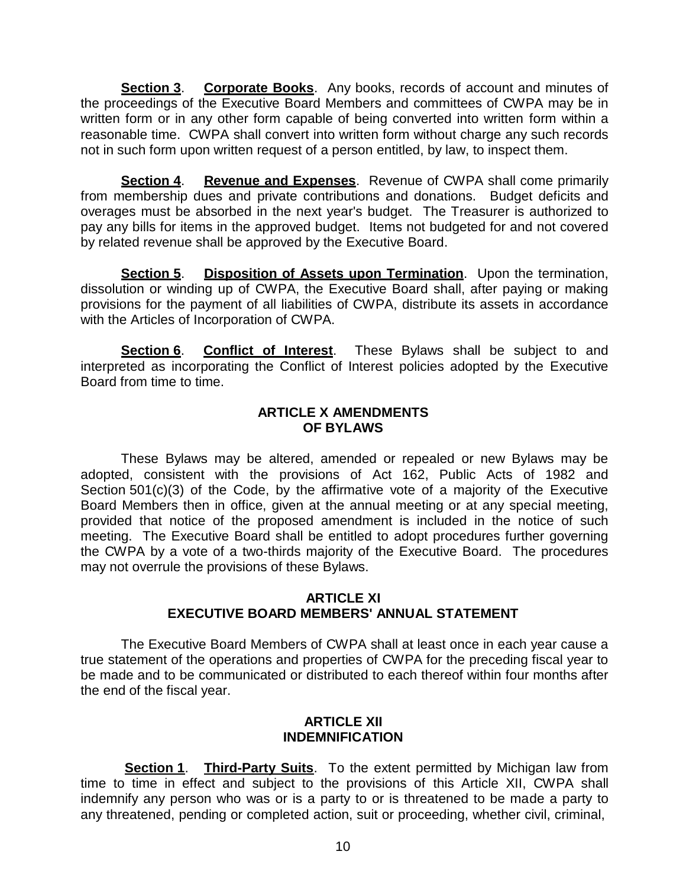**Section 3**. **Corporate Books**. Any books, records of account and minutes of the proceedings of the Executive Board Members and committees of CWPA may be in written form or in any other form capable of being converted into written form within a reasonable time. CWPA shall convert into written form without charge any such records not in such form upon written request of a person entitled, by law, to inspect them.

**Section 4**. **Revenue and Expenses**. Revenue of CWPA shall come primarily from membership dues and private contributions and donations. Budget deficits and overages must be absorbed in the next year's budget. The Treasurer is authorized to pay any bills for items in the approved budget. Items not budgeted for and not covered by related revenue shall be approved by the Executive Board.

**Section 5**. **Disposition of Assets upon Termination**. Upon the termination, dissolution or winding up of CWPA, the Executive Board shall, after paying or making provisions for the payment of all liabilities of CWPA, distribute its assets in accordance with the Articles of Incorporation of CWPA.

**Section 6**. **Conflict of Interest**. These Bylaws shall be subject to and interpreted as incorporating the Conflict of Interest policies adopted by the Executive Board from time to time.

## ARTICLE X AMENDMENTS OF BYLAWS

These Bylaws may be altered, amended or repealed or new Bylaws may be adopted, consistent with the provisions of Act 162, Public Acts of 1982 and Section 501(c)(3) of the Code, by the affirmative vote of a majority of the Executive Board Members then in office, given at the annual meeting or at any special meeting, provided that notice of the proposed amendment is included in the notice of such meeting. The Executive Board shall be entitled to adopt procedures further governing the CWPA by a vote of a two-thirds majority of the Executive Board. The procedures may not overrule the provisions of these Bylaws.

## ARTICLE XI EXECUTIVE BOARD MEMBERS' ANNUAL STATEMENT

The Executive Board Members of CWPA shall at least once in each year cause a true statement of the operations and properties of CWPA for the preceding fiscal year to be made and to be communicated or distributed to each thereof within four months after the end of the fiscal year.

## ARTICLE XII INDEMNIFICATION

**Section 1**. **Third-Party Suits**. To the extent permitted by Michigan law from time to time in effect and subject to the provisions of this Article XII, CWPA shall indemnify any person who was or is a party to or is threatened to be made a party to any threatened, pending or completed action, suit or proceeding, whether civil, criminal,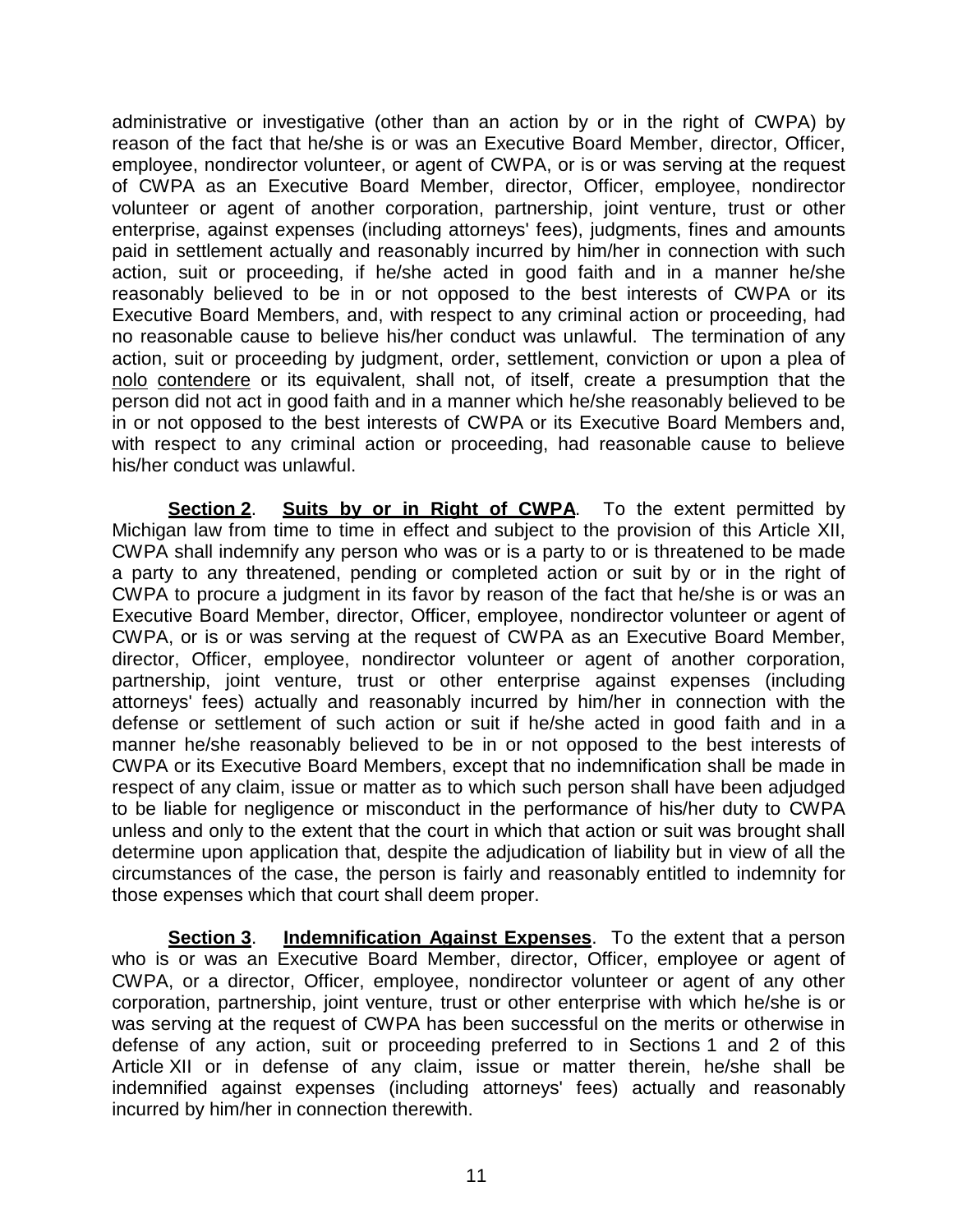administrative or investigative (other than an action by or in the right of CWPA) by reason of the fact that he/she is or was an Executive Board Member, director, Officer, employee, nondirector volunteer, or agent of CWPA, or is or was serving at the request of CWPA as an Executive Board Member, director, Officer, employee, nondirector volunteer or agent of another corporation, partnership, joint venture, trust or other enterprise, against expenses (including attorneys' fees), judgments, fines and amounts paid in settlement actually and reasonably incurred by him/her in connection with such action, suit or proceeding, if he/she acted in good faith and in a manner he/she reasonably believed to be in or not opposed to the best interests of CWPA or its Executive Board Members, and, with respect to any criminal action or proceeding, had no reasonable cause to believe his/her conduct was unlawful. The termination of any action, suit or proceeding by judgment, order, settlement, conviction or upon a plea of nolo contendere or its equivalent, shall not, of itself, create a presumption that the person did not act in good faith and in a manner which he/she reasonably believed to be in or not opposed to the best interests of CWPA or its Executive Board Members and, with respect to any criminal action or proceeding, had reasonable cause to believe his/her conduct was unlawful.

**Section 2**. **Suits by or in Right of CWPA**. To the extent permitted by Michigan law from time to time in effect and subject to the provision of this Article XII, CWPA shall indemnify any person who was or is a party to or is threatened to be made a party to any threatened, pending or completed action or suit by or in the right of CWPA to procure a judgment in its favor by reason of the fact that he/she is or was an Executive Board Member, director, Officer, employee, nondirector volunteer or agent of CWPA, or is or was serving at the request of CWPA as an Executive Board Member, director, Officer, employee, nondirector volunteer or agent of another corporation, partnership, joint venture, trust or other enterprise against expenses (including attorneys' fees) actually and reasonably incurred by him/her in connection with the defense or settlement of such action or suit if he/she acted in good faith and in a manner he/she reasonably believed to be in or not opposed to the best interests of CWPA or its Executive Board Members, except that no indemnification shall be made in respect of any claim, issue or matter as to which such person shall have been adjudged to be liable for negligence or misconduct in the performance of his/her duty to CWPA unless and only to the extent that the court in which that action or suit was brought shall determine upon application that, despite the adjudication of liability but in view of all the circumstances of the case, the person is fairly and reasonably entitled to indemnity for those expenses which that court shall deem proper.

**Section 3**. **Indemnification Against Expenses**. To the extent that a person who is or was an Executive Board Member, director, Officer, employee or agent of CWPA, or a director, Officer, employee, nondirector volunteer or agent of any other corporation, partnership, joint venture, trust or other enterprise with which he/she is or was serving at the request of CWPA has been successful on the merits or otherwise in defense of any action, suit or proceeding preferred to in Sections 1 and 2 of this Article XII or in defense of any claim, issue or matter therein, he/she shall be indemnified against expenses (including attorneys' fees) actually and reasonably incurred by him/her in connection therewith.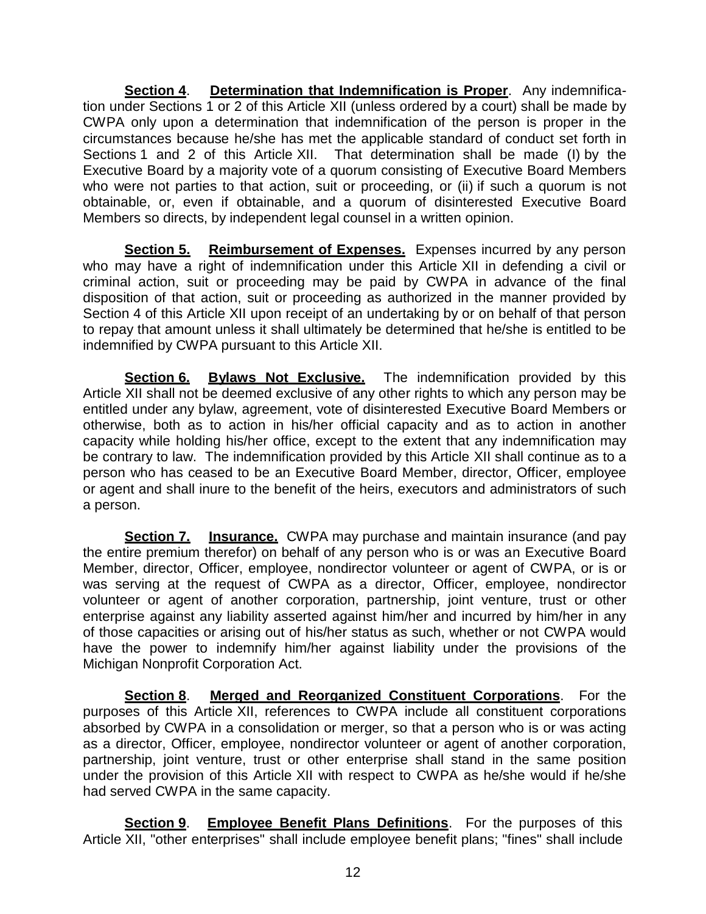**Section 4**. **Determination that Indemnification is Proper**. Any indemnification under Sections 1 or 2 of this Article XII (unless ordered by a court) shall be made by CWPA only upon a determination that indemnification of the person is proper in the circumstances because he/she has met the applicable standard of conduct set forth in Sections 1 and 2 of this Article XII. That determination shall be made (I) by the Executive Board by a majority vote of a quorum consisting of Executive Board Members who were not parties to that action, suit or proceeding, or (ii) if such a quorum is not obtainable, or, even if obtainable, and a quorum of disinterested Executive Board Members so directs, by independent legal counsel in a written opinion.

**Section 5.** **Reimbursement of Expenses.** Expenses incurred by any person who may have a right of indemnification under this Article XII in defending a civil or criminal action, suit or proceeding may be paid by CWPA in advance of the final disposition of that action, suit or proceeding as authorized in the manner provided by Section 4 of this Article XII upon receipt of an undertaking by or on behalf of that person to repay that amount unless it shall ultimately be determined that he/she is entitled to be indemnified by CWPA pursuant to this Article XII.

**Section 6.** **Bylaws Not Exclusive.** The indemnification provided by this Article XII shall not be deemed exclusive of any other rights to which any person may be entitled under any bylaw, agreement, vote of disinterested Executive Board Members or otherwise, both as to action in his/her official capacity and as to action in another capacity while holding his/her office, except to the extent that any indemnification may be contrary to law. The indemnification provided by this Article XII shall continue as to a person who has ceased to be an Executive Board Member, director, Officer, employee or agent and shall inure to the benefit of the heirs, executors and administrators of such a person.

**Section 7.** **Insurance.** CWPA may purchase and maintain insurance (and pay the entire premium therefor) on behalf of any person who is or was an Executive Board Member, director, Officer, employee, nondirector volunteer or agent of CWPA, or is or was serving at the request of CWPA as a director, Officer, employee, nondirector volunteer or agent of another corporation, partnership, joint venture, trust or other enterprise against any liability asserted against him/her and incurred by him/her in any of those capacities or arising out of his/her status as such, whether or not CWPA would have the power to indemnify him/her against liability under the provisions of the Michigan Nonprofit Corporation Act.

**Section 8**. **Merged and Reorganized Constituent Corporations**. For the purposes of this Article XII, references to CWPA include all constituent corporations absorbed by CWPA in a consolidation or merger, so that a person who is or was acting as a director, Officer, employee, nondirector volunteer or agent of another corporation, partnership, joint venture, trust or other enterprise shall stand in the same position under the provision of this Article XII with respect to CWPA as he/she would if he/she had served CWPA in the same capacity.

**Section 9**. **Employee Benefit Plans Definitions**. For the purposes of this Article XII, "other enterprises" shall include employee benefit plans; "fines" shall include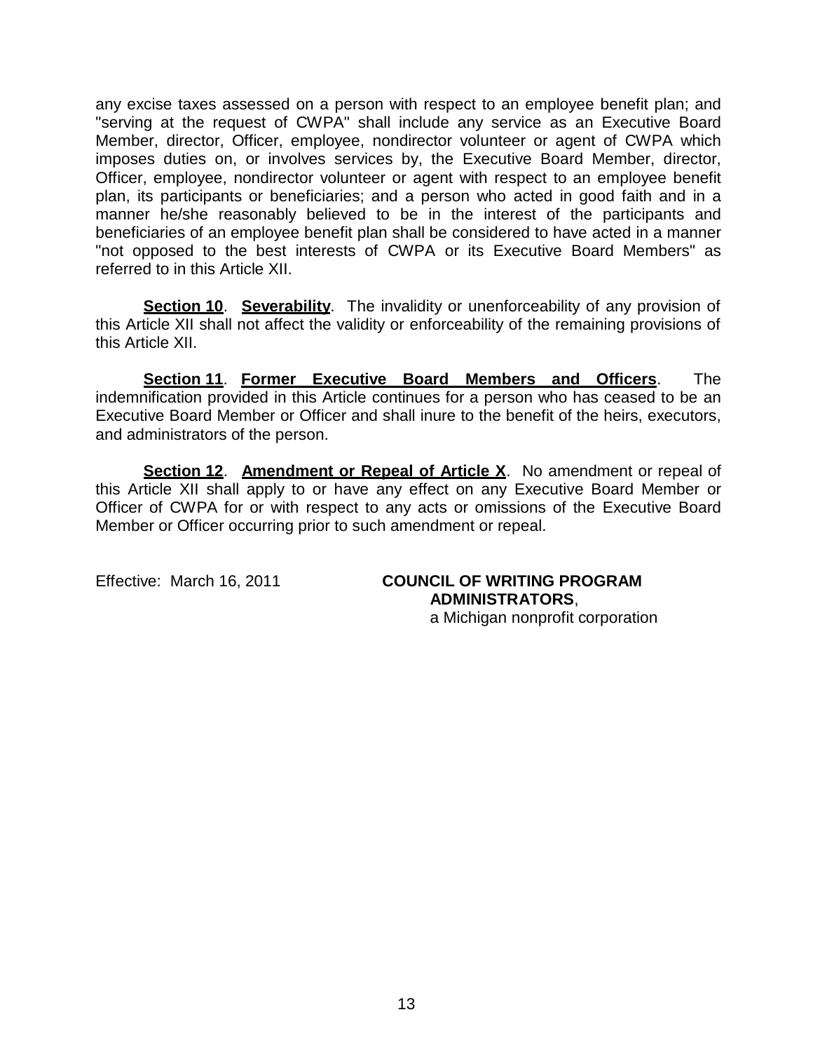any excise taxes assessed on a person with respect to an employee benefit plan; and "serving at the request of CWPA" shall include any service as an Executive Board Member, director, Officer, employee, nondirector volunteer or agent of CWPA which imposes duties on, or involves services by, the Executive Board Member, director, Officer, employee, nondirector volunteer or agent with respect to an employee benefit plan, its participants or beneficiaries; and a person who acted in good faith and in a manner he/she reasonably believed to be in the interest of the participants and beneficiaries of an employee benefit plan shall be considered to have acted in a manner "not opposed to the best interests of CWPA or its Executive Board Members" as referred to in this Article XII.

**Section 10**. **Severability**. The invalidity or unenforceability of any provision of this Article XII shall not affect the validity or enforceability of the remaining provisions of this Article XII.

**Section 11**. **Former Executive Board Members and Officers**. The indemnification provided in this Article continues for a person who has ceased to be an Executive Board Member or Officer and shall inure to the benefit of the heirs, executors, and administrators of the person.

**Section 12**. **Amendment or Repeal of Article X**. No amendment or repeal of this Article XII shall apply to or have any effect on any Executive Board Member or Officer of CWPA for or with respect to any acts or omissions of the Executive Board Member or Officer occurring prior to such amendment or repeal.

Effective: March 16, 2011

**COUNCIL OF WRITING PROGRAM ADMINISTRATORS**,
a Michigan nonprofit corporation